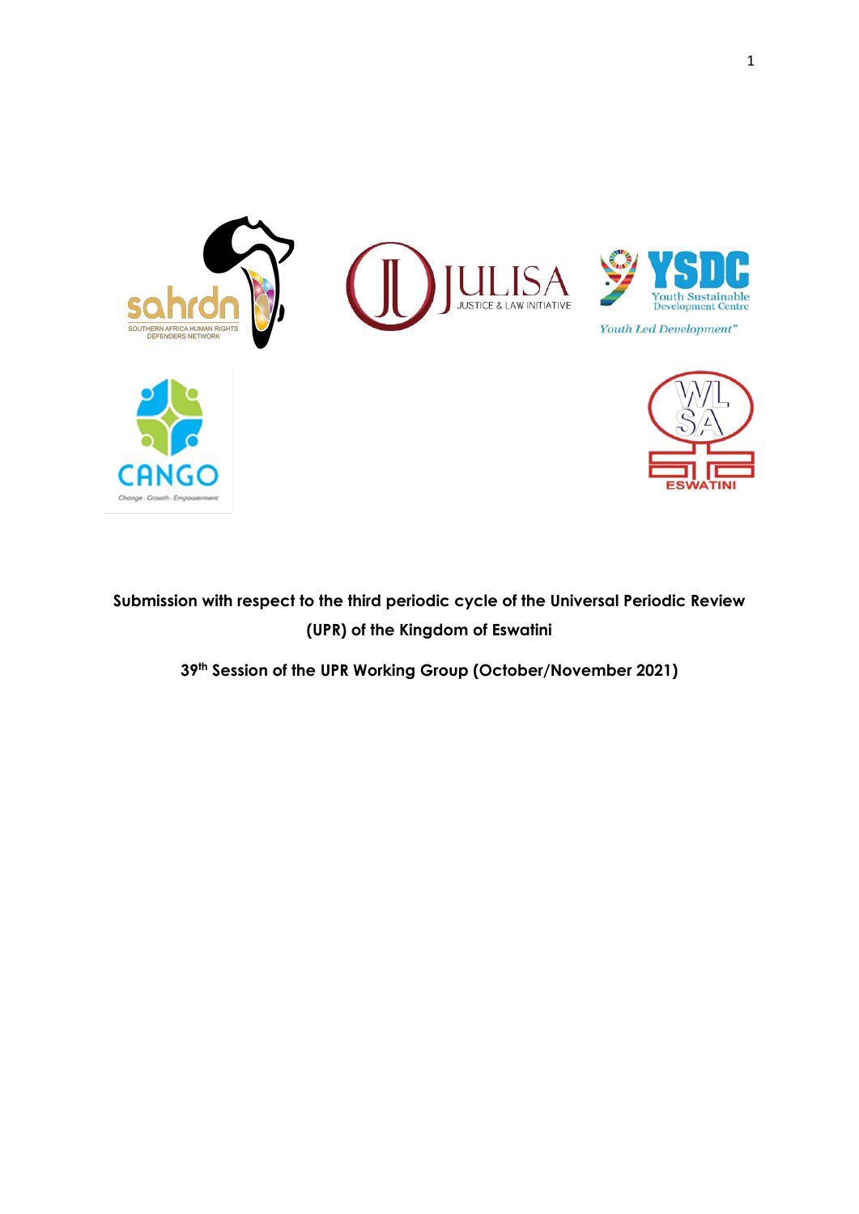**Submission with respect to the third periodic cycle of the Universal Periodic Review (UPR) of the Kingdom of Eswatini**

**39th Session of the UPR Working Group (October/November 2021)**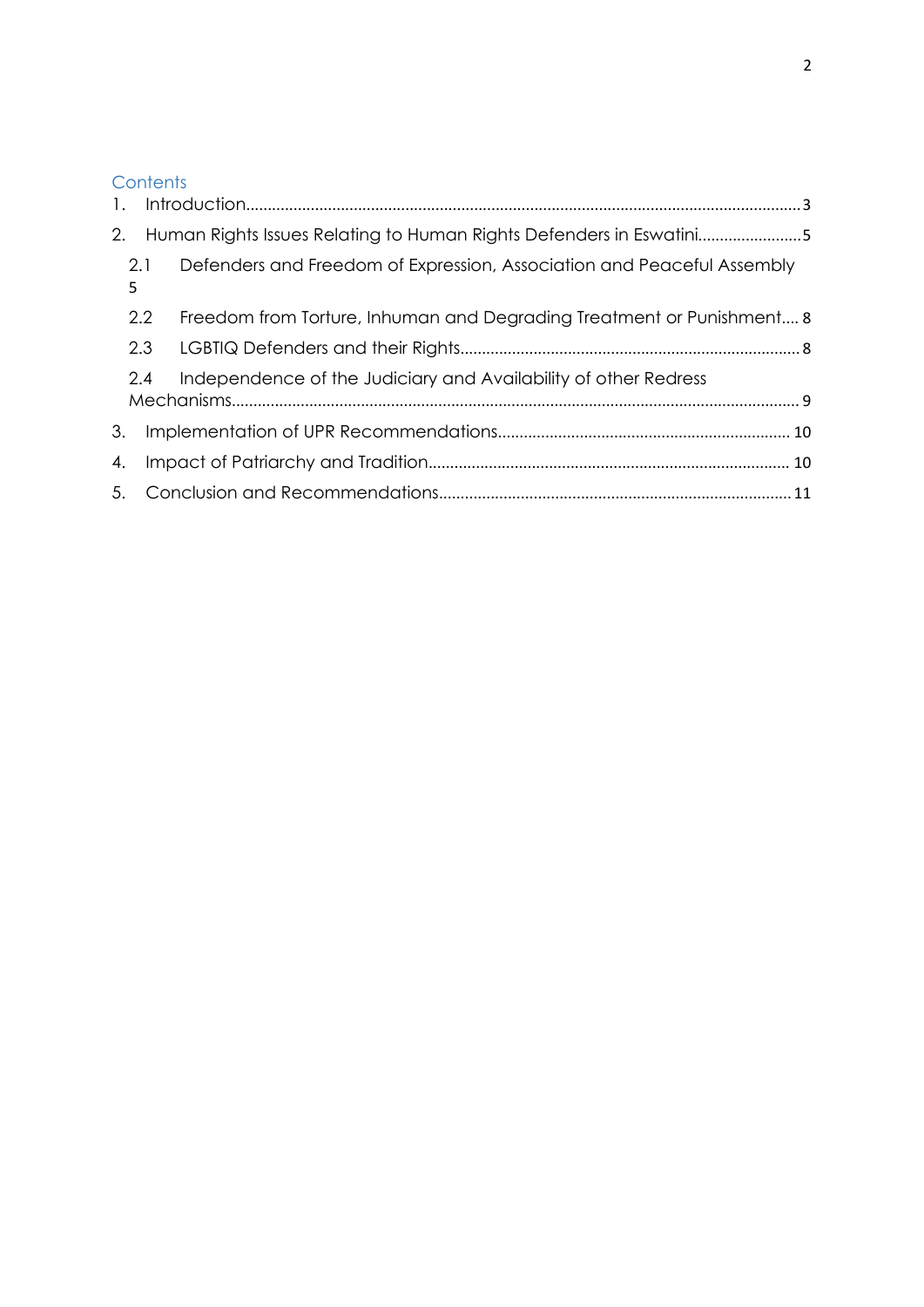## Contents

1. Introduction ........ 3
2. Human Rights Issues Relating to Human Rights Defenders in Eswatini ........ 5
   - 2.1 Defenders and Freedom of Expression, Association and Peaceful Assembly ........ 5
   - 2.2 Freedom from Torture, Inhuman and Degrading Treatment or Punishment ........ 8
   - 2.3 LGBTIQ Defenders and their Rights ........ 8
   - 2.4 Independence of the Judiciary and Availability of other Redress Mechanisms ........ 9
3. Implementation of UPR Recommendations ........ 10
4. Impact of Patriarchy and Tradition ........ 10
5. Conclusion and Recommendations ........ 11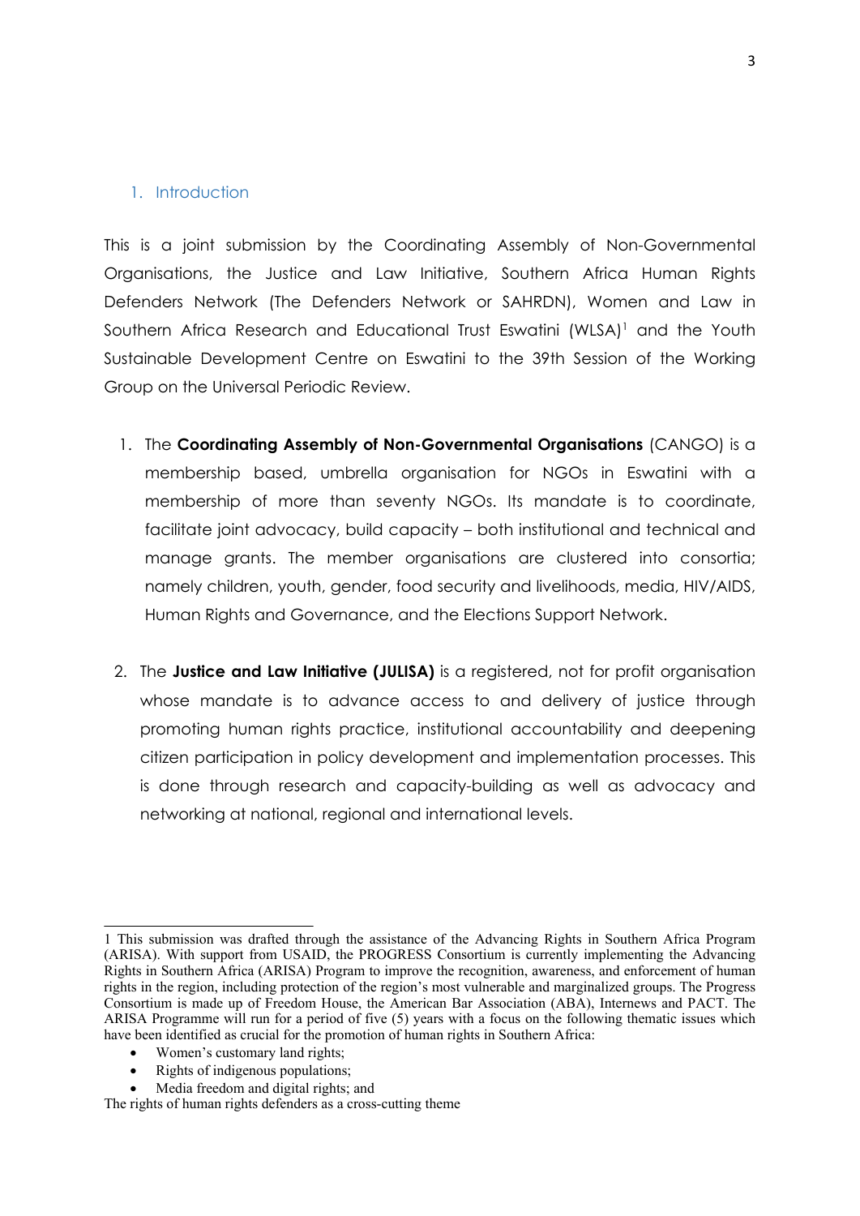## 1. Introduction

This is a joint submission by the Coordinating Assembly of Non-Governmental Organisations, the Justice and Law Initiative, Southern Africa Human Rights Defenders Network (The Defenders Network or SAHRDN), Women and Law in Southern Africa Research and Educational Trust Eswatini (WLSA)[1] and the Youth Sustainable Development Centre on Eswatini to the 39th Session of the Working Group on the Universal Periodic Review.

1. The **Coordinating Assembly of Non-Governmental Organisations** (CANGO) is a membership based, umbrella organisation for NGOs in Eswatini with a membership of more than seventy NGOs. Its mandate is to coordinate, facilitate joint advocacy, build capacity – both institutional and technical and manage grants. The member organisations are clustered into consortia; namely children, youth, gender, food security and livelihoods, media, HIV/AIDS, Human Rights and Governance, and the Elections Support Network.

2. The **Justice and Law Initiative (JULISA)** is a registered, not for profit organisation whose mandate is to advance access to and delivery of justice through promoting human rights practice, institutional accountability and deepening citizen participation in policy development and implementation processes. This is done through research and capacity-building as well as advocacy and networking at national, regional and international levels.

---

1 This submission was drafted through the assistance of the Advancing Rights in Southern Africa Program (ARISA). With support from USAID, the PROGRESS Consortium is currently implementing the Advancing Rights in Southern Africa (ARISA) Program to improve the recognition, awareness, and enforcement of human rights in the region, including protection of the region's most vulnerable and marginalized groups. The Progress Consortium is made up of Freedom House, the American Bar Association (ABA), Internews and PACT. The ARISA Programme will run for a period of five (5) years with a focus on the following thematic issues which have been identified as crucial for the promotion of human rights in Southern Africa:

- Women's customary land rights;
- Rights of indigenous populations;
- Media freedom and digital rights; and

The rights of human rights defenders as a cross-cutting theme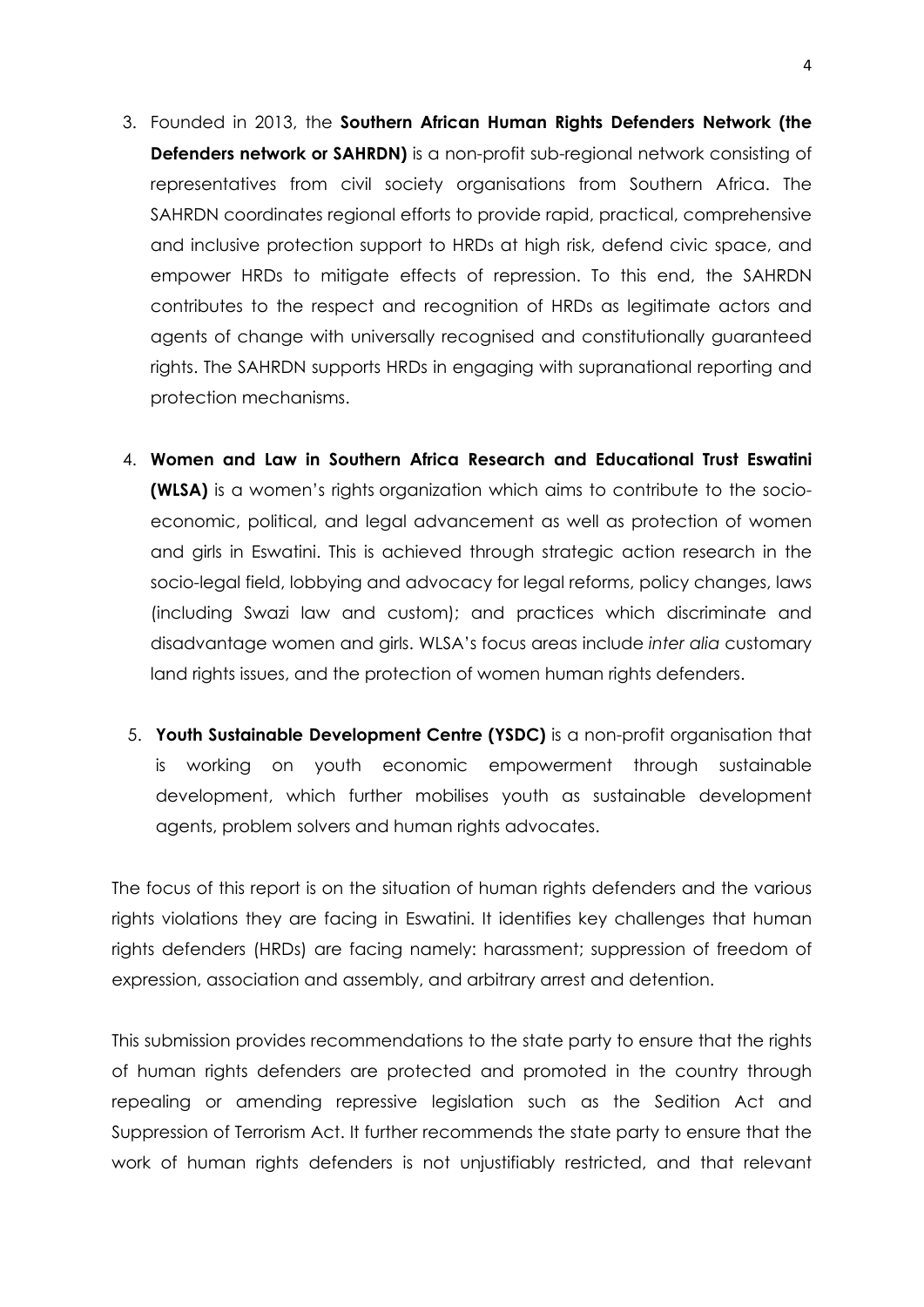3. Founded in 2013, the **Southern African Human Rights Defenders Network (the Defenders network or SAHRDN)** is a non-profit sub-regional network consisting of representatives from civil society organisations from Southern Africa. The SAHRDN coordinates regional efforts to provide rapid, practical, comprehensive and inclusive protection support to HRDs at high risk, defend civic space, and empower HRDs to mitigate effects of repression. To this end, the SAHRDN contributes to the respect and recognition of HRDs as legitimate actors and agents of change with universally recognised and constitutionally guaranteed rights. The SAHRDN supports HRDs in engaging with supranational reporting and protection mechanisms.

4. **Women and Law in Southern Africa Research and Educational Trust Eswatini (WLSA)** is a women's rights organization which aims to contribute to the socio-economic, political, and legal advancement as well as protection of women and girls in Eswatini. This is achieved through strategic action research in the socio-legal field, lobbying and advocacy for legal reforms, policy changes, laws (including Swazi law and custom); and practices which discriminate and disadvantage women and girls. WLSA's focus areas include *inter alia* customary land rights issues, and the protection of women human rights defenders.

5. **Youth Sustainable Development Centre (YSDC)** is a non-profit organisation that is working on youth economic empowerment through sustainable development, which further mobilises youth as sustainable development agents, problem solvers and human rights advocates.

The focus of this report is on the situation of human rights defenders and the various rights violations they are facing in Eswatini. It identifies key challenges that human rights defenders (HRDs) are facing namely: harassment; suppression of freedom of expression, association and assembly, and arbitrary arrest and detention.

This submission provides recommendations to the state party to ensure that the rights of human rights defenders are protected and promoted in the country through repealing or amending repressive legislation such as the Sedition Act and Suppression of Terrorism Act. It further recommends the state party to ensure that the work of human rights defenders is not unjustifiably restricted, and that relevant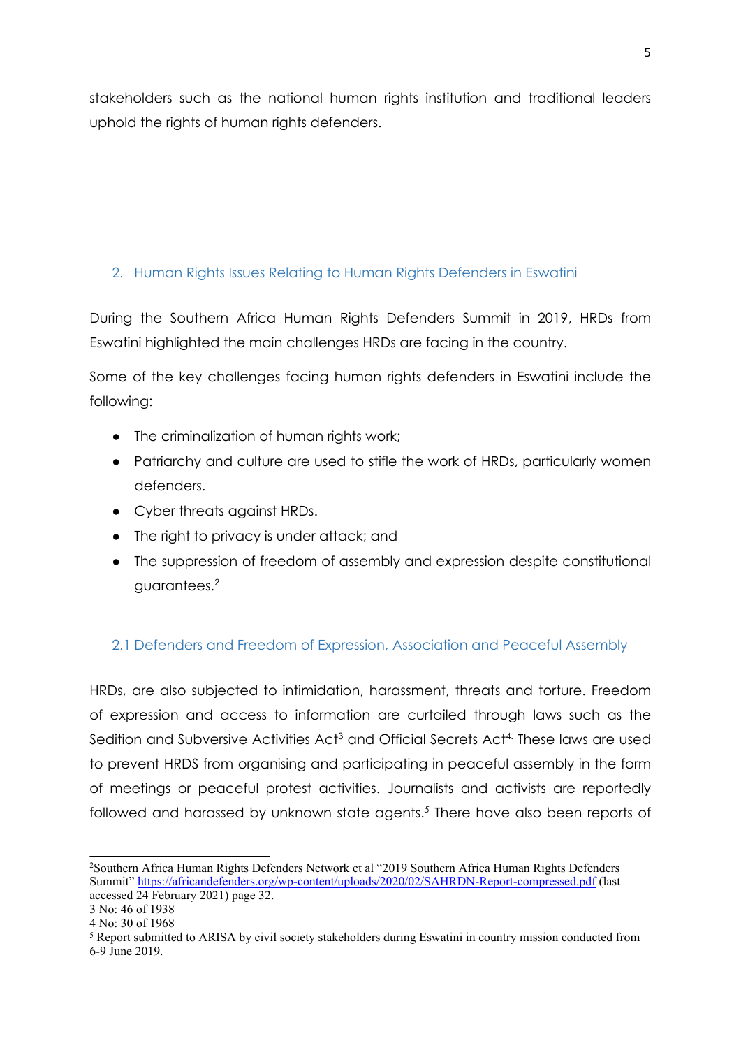stakeholders such as the national human rights institution and traditional leaders uphold the rights of human rights defenders.

## 2. Human Rights Issues Relating to Human Rights Defenders in Eswatini

During the Southern Africa Human Rights Defenders Summit in 2019, HRDs from Eswatini highlighted the main challenges HRDs are facing in the country.

Some of the key challenges facing human rights defenders in Eswatini include the following:

- The criminalization of human rights work;
- Patriarchy and culture are used to stifle the work of HRDs, particularly women defenders.
- Cyber threats against HRDs.
- The right to privacy is under attack; and
- The suppression of freedom of assembly and expression despite constitutional guarantees.[2]

### 2.1 Defenders and Freedom of Expression, Association and Peaceful Assembly

HRDs, are also subjected to intimidation, harassment, threats and torture. Freedom of expression and access to information are curtailed through laws such as the Sedition and Subversive Activities Act[3] and Official Secrets Act[4]. These laws are used to prevent HRDS from organising and participating in peaceful assembly in the form of meetings or peaceful protest activities. Journalists and activists are reportedly followed and harassed by unknown state agents.[5] There have also been reports of

---

[2] Southern Africa Human Rights Defenders Network et al "2019 Southern Africa Human Rights Defenders Summit" https://africandefenders.org/wp-content/uploads/2020/02/SAHRDN-Report-compressed.pdf (last accessed 24 February 2021) page 32.

[3] No: 46 of 1938

[4] No: 30 of 1968

[5] Report submitted to ARISA by civil society stakeholders during Eswatini in country mission conducted from 6-9 June 2019.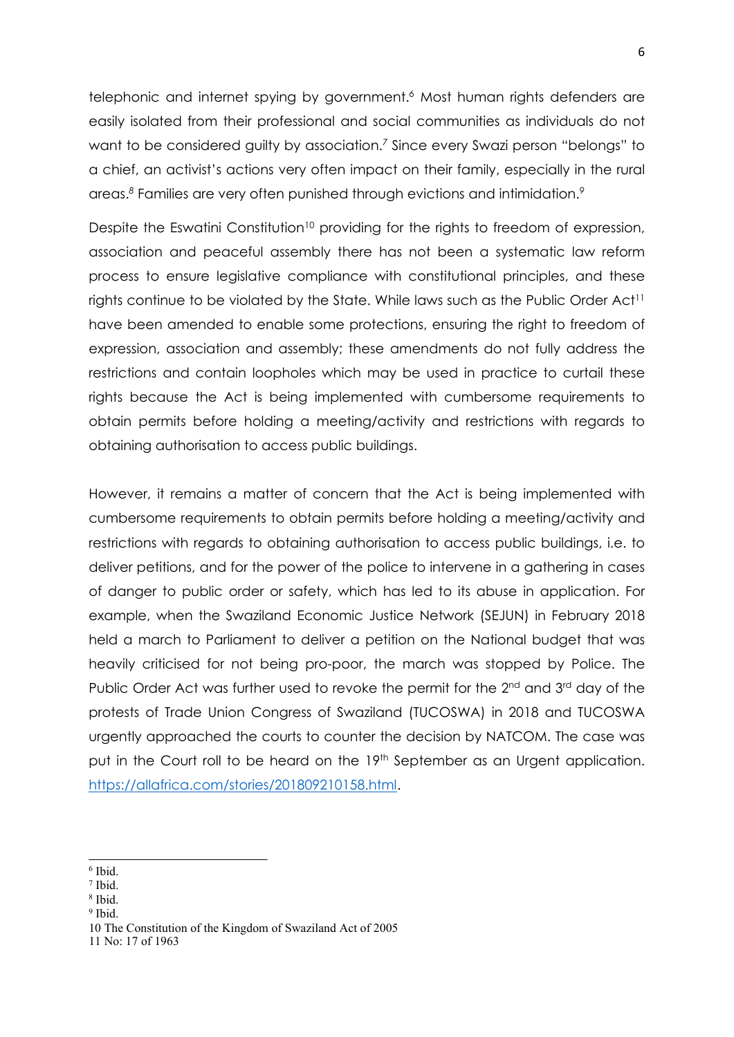telephonic and internet spying by government.[6] Most human rights defenders are easily isolated from their professional and social communities as individuals do not want to be considered guilty by association.[7] Since every Swazi person "belongs" to a chief, an activist's actions very often impact on their family, especially in the rural areas.[8] Families are very often punished through evictions and intimidation.[9]

Despite the Eswatini Constitution[10] providing for the rights to freedom of expression, association and peaceful assembly there has not been a systematic law reform process to ensure legislative compliance with constitutional principles, and these rights continue to be violated by the State. While laws such as the Public Order Act[11] have been amended to enable some protections, ensuring the right to freedom of expression, association and assembly; these amendments do not fully address the restrictions and contain loopholes which may be used in practice to curtail these rights because the Act is being implemented with cumbersome requirements to obtain permits before holding a meeting/activity and restrictions with regards to obtaining authorisation to access public buildings.

However, it remains a matter of concern that the Act is being implemented with cumbersome requirements to obtain permits before holding a meeting/activity and restrictions with regards to obtaining authorisation to access public buildings, i.e. to deliver petitions, and for the power of the police to intervene in a gathering in cases of danger to public order or safety, which has led to its abuse in application. For example, when the Swaziland Economic Justice Network (SEJUN) in February 2018 held a march to Parliament to deliver a petition on the National budget that was heavily criticised for not being pro-poor, the march was stopped by Police. The Public Order Act was further used to revoke the permit for the 2nd and 3rd day of the protests of Trade Union Congress of Swaziland (TUCOSWA) in 2018 and TUCOSWA urgently approached the courts to counter the decision by NATCOM. The case was put in the Court roll to be heard on the 19th September as an Urgent application. [https://allafrica.com/stories/201809210158.html](https://allafrica.com/stories/201809210158.html).

---

[6] Ibid.

[7] Ibid.

[8] Ibid.

[9] Ibid.

10 The Constitution of the Kingdom of Swaziland Act of 2005

11 No: 17 of 1963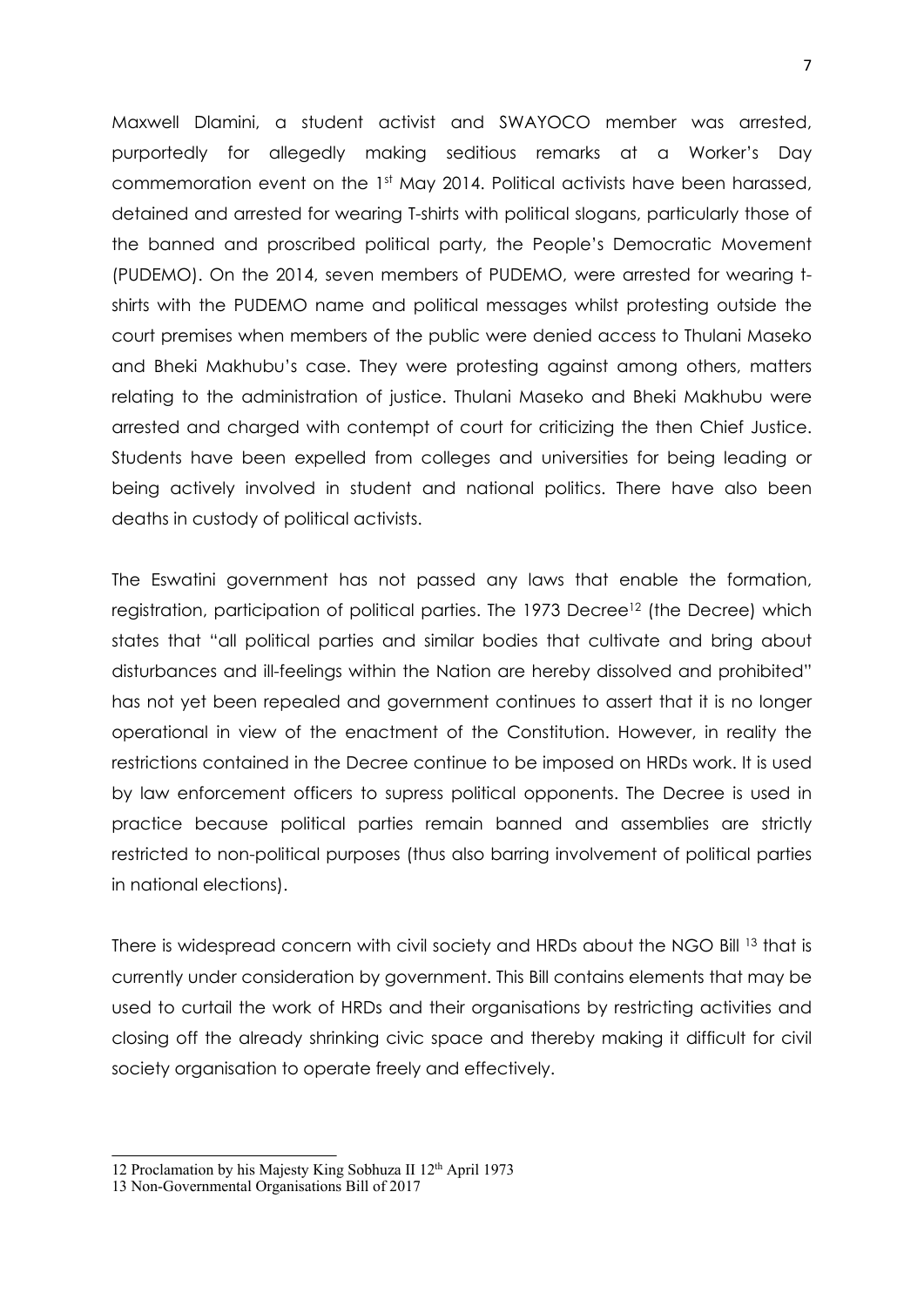Maxwell Dlamini, a student activist and SWAYOCO member was arrested, purportedly for allegedly making seditious remarks at a Worker's Day commemoration event on the 1st May 2014. Political activists have been harassed, detained and arrested for wearing T-shirts with political slogans, particularly those of the banned and proscribed political party, the People's Democratic Movement (PUDEMO). On the 2014, seven members of PUDEMO, were arrested for wearing t-shirts with the PUDEMO name and political messages whilst protesting outside the court premises when members of the public were denied access to Thulani Maseko and Bheki Makhubu's case. They were protesting against among others, matters relating to the administration of justice. Thulani Maseko and Bheki Makhubu were arrested and charged with contempt of court for criticizing the then Chief Justice. Students have been expelled from colleges and universities for being leading or being actively involved in student and national politics. There have also been deaths in custody of political activists.

The Eswatini government has not passed any laws that enable the formation, registration, participation of political parties. The 1973 Decree[12] (the Decree) which states that "all political parties and similar bodies that cultivate and bring about disturbances and ill-feelings within the Nation are hereby dissolved and prohibited" has not yet been repealed and government continues to assert that it is no longer operational in view of the enactment of the Constitution. However, in reality the restrictions contained in the Decree continue to be imposed on HRDs work. It is used by law enforcement officers to supress political opponents. The Decree is used in practice because political parties remain banned and assemblies are strictly restricted to non-political purposes (thus also barring involvement of political parties in national elections).

There is widespread concern with civil society and HRDs about the NGO Bill [13] that is currently under consideration by government. This Bill contains elements that may be used to curtail the work of HRDs and their organisations by restricting activities and closing off the already shrinking civic space and thereby making it difficult for civil society organisation to operate freely and effectively.

---

12 Proclamation by his Majesty King Sobhuza II 12th April 1973

13 Non-Governmental Organisations Bill of 2017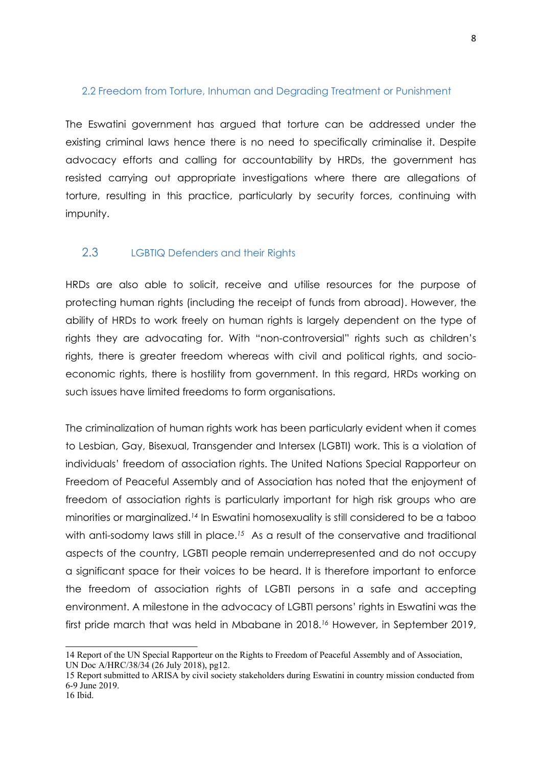### 2.2 Freedom from Torture, Inhuman and Degrading Treatment or Punishment

The Eswatini government has argued that torture can be addressed under the existing criminal laws hence there is no need to specifically criminalise it. Despite advocacy efforts and calling for accountability by HRDs, the government has resisted carrying out appropriate investigations where there are allegations of torture, resulting in this practice, particularly by security forces, continuing with impunity.

### 2.3 LGBTIQ Defenders and their Rights

HRDs are also able to solicit, receive and utilise resources for the purpose of protecting human rights (including the receipt of funds from abroad). However, the ability of HRDs to work freely on human rights is largely dependent on the type of rights they are advocating for. With "non-controversial" rights such as children's rights, there is greater freedom whereas with civil and political rights, and socio-economic rights, there is hostility from government. In this regard, HRDs working on such issues have limited freedoms to form organisations.

The criminalization of human rights work has been particularly evident when it comes to Lesbian, Gay, Bisexual, Transgender and Intersex (LGBTI) work. This is a violation of individuals' freedom of association rights. The United Nations Special Rapporteur on Freedom of Peaceful Assembly and of Association has noted that the enjoyment of freedom of association rights is particularly important for high risk groups who are minorities or marginalized.[14] In Eswatini homosexuality is still considered to be a taboo with anti-sodomy laws still in place.[15] As a result of the conservative and traditional aspects of the country, LGBTI people remain underrepresented and do not occupy a significant space for their voices to be heard. It is therefore important to enforce the freedom of association rights of LGBTI persons in a safe and accepting environment. A milestone in the advocacy of LGBTI persons' rights in Eswatini was the first pride march that was held in Mbabane in 2018.[16] However, in September 2019,

---

14 Report of the UN Special Rapporteur on the Rights to Freedom of Peaceful Assembly and of Association, UN Doc A/HRC/38/34 (26 July 2018), pg12.

15 Report submitted to ARISA by civil society stakeholders during Eswatini in country mission conducted from 6-9 June 2019.

16 Ibid.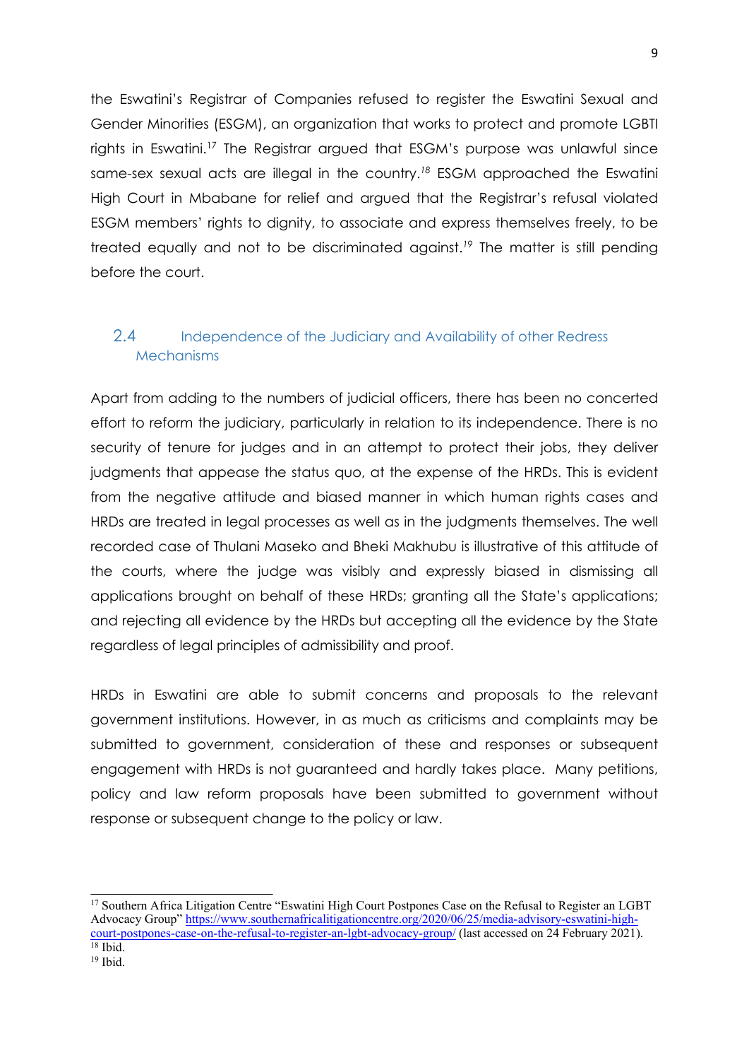the Eswatini's Registrar of Companies refused to register the Eswatini Sexual and Gender Minorities (ESGM), an organization that works to protect and promote LGBTI rights in Eswatini.[17] The Registrar argued that ESGM's purpose was unlawful since same-sex sexual acts are illegal in the country.[18] ESGM approached the Eswatini High Court in Mbabane for relief and argued that the Registrar's refusal violated ESGM members' rights to dignity, to associate and express themselves freely, to be treated equally and not to be discriminated against.[19] The matter is still pending before the court.

## 2.4 Independence of the Judiciary and Availability of other Redress Mechanisms

Apart from adding to the numbers of judicial officers, there has been no concerted effort to reform the judiciary, particularly in relation to its independence. There is no security of tenure for judges and in an attempt to protect their jobs, they deliver judgments that appease the status quo, at the expense of the HRDs. This is evident from the negative attitude and biased manner in which human rights cases and HRDs are treated in legal processes as well as in the judgments themselves. The well recorded case of Thulani Maseko and Bheki Makhubu is illustrative of this attitude of the courts, where the judge was visibly and expressly biased in dismissing all applications brought on behalf of these HRDs; granting all the State's applications; and rejecting all evidence by the HRDs but accepting all the evidence by the State regardless of legal principles of admissibility and proof.

HRDs in Eswatini are able to submit concerns and proposals to the relevant government institutions. However, in as much as criticisms and complaints may be submitted to government, consideration of these and responses or subsequent engagement with HRDs is not guaranteed and hardly takes place. Many petitions, policy and law reform proposals have been submitted to government without response or subsequent change to the policy or law.

---

[17] Southern Africa Litigation Centre "Eswatini High Court Postpones Case on the Refusal to Register an LGBT Advocacy Group" https://www.southernafricalitigationcentre.org/2020/06/25/media-advisory-eswatini-high-court-postpones-case-on-the-refusal-to-register-an-lgbt-advocacy-group/ (last accessed on 24 February 2021).

[18] Ibid.

[19] Ibid.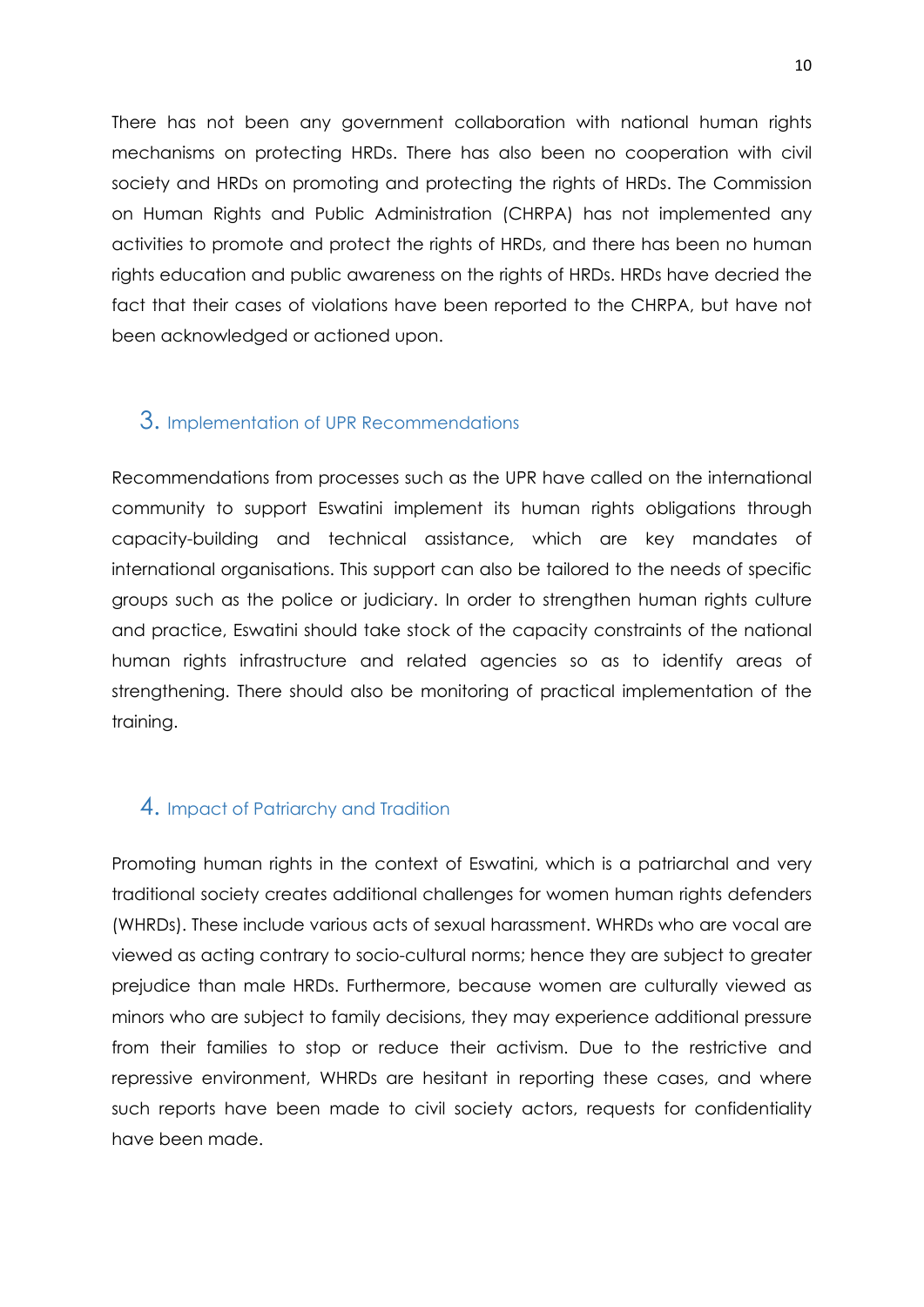There has not been any government collaboration with national human rights mechanisms on protecting HRDs. There has also been no cooperation with civil society and HRDs on promoting and protecting the rights of HRDs. The Commission on Human Rights and Public Administration (CHRPA) has not implemented any activities to promote and protect the rights of HRDs, and there has been no human rights education and public awareness on the rights of HRDs. HRDs have decried the fact that their cases of violations have been reported to the CHRPA, but have not been acknowledged or actioned upon.

## 3. Implementation of UPR Recommendations

Recommendations from processes such as the UPR have called on the international community to support Eswatini implement its human rights obligations through capacity-building and technical assistance, which are key mandates of international organisations. This support can also be tailored to the needs of specific groups such as the police or judiciary. In order to strengthen human rights culture and practice, Eswatini should take stock of the capacity constraints of the national human rights infrastructure and related agencies so as to identify areas of strengthening. There should also be monitoring of practical implementation of the training.

## 4. Impact of Patriarchy and Tradition

Promoting human rights in the context of Eswatini, which is a patriarchal and very traditional society creates additional challenges for women human rights defenders (WHRDs). These include various acts of sexual harassment. WHRDs who are vocal are viewed as acting contrary to socio-cultural norms; hence they are subject to greater prejudice than male HRDs. Furthermore, because women are culturally viewed as minors who are subject to family decisions, they may experience additional pressure from their families to stop or reduce their activism. Due to the restrictive and repressive environment, WHRDs are hesitant in reporting these cases, and where such reports have been made to civil society actors, requests for confidentiality have been made.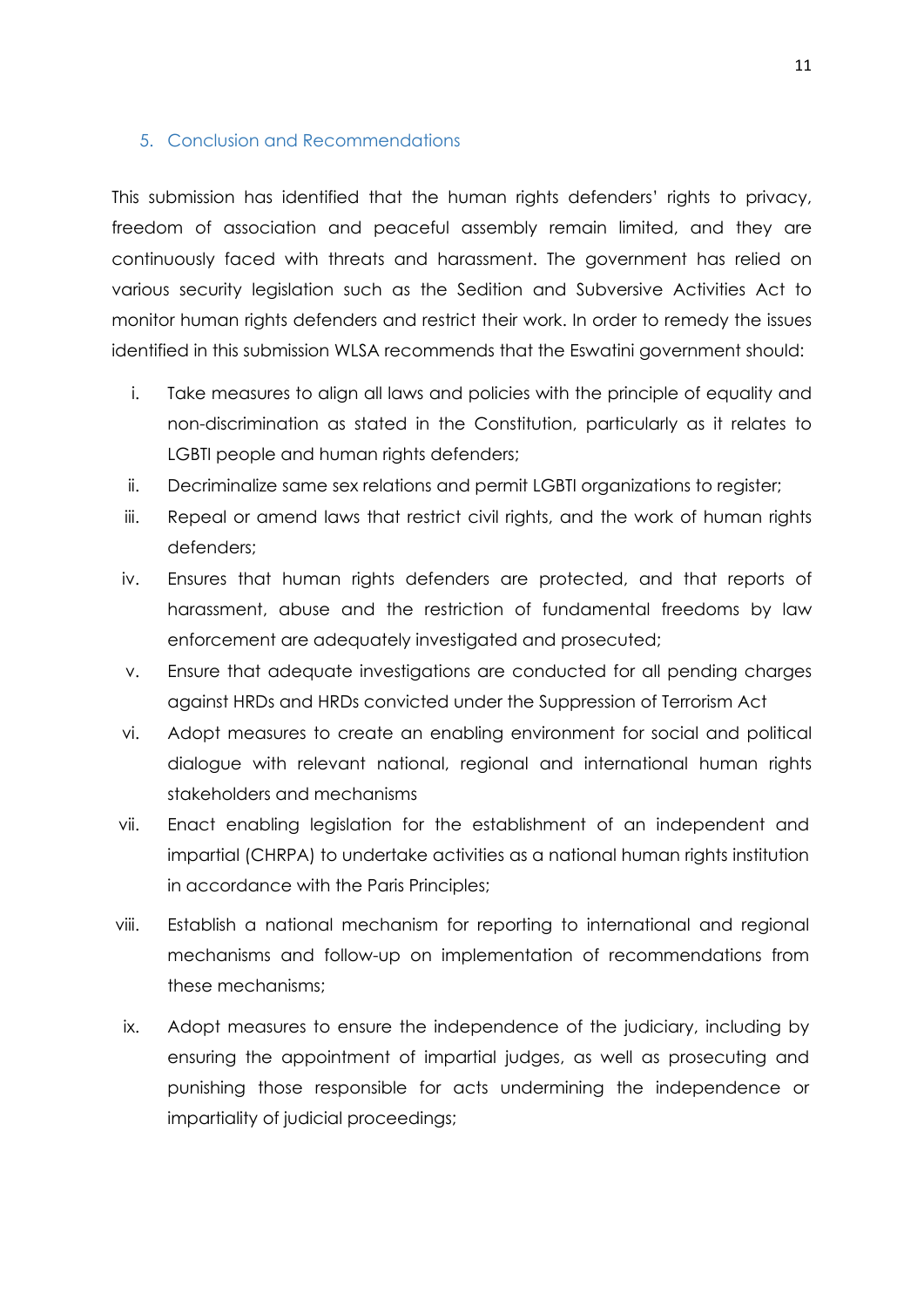## 5. Conclusion and Recommendations

This submission has identified that the human rights defenders' rights to privacy, freedom of association and peaceful assembly remain limited, and they are continuously faced with threats and harassment. The government has relied on various security legislation such as the Sedition and Subversive Activities Act to monitor human rights defenders and restrict their work. In order to remedy the issues identified in this submission WLSA recommends that the Eswatini government should:

i. Take measures to align all laws and policies with the principle of equality and non-discrimination as stated in the Constitution, particularly as it relates to LGBTI people and human rights defenders;

ii. Decriminalize same sex relations and permit LGBTI organizations to register;

iii. Repeal or amend laws that restrict civil rights, and the work of human rights defenders;

iv. Ensures that human rights defenders are protected, and that reports of harassment, abuse and the restriction of fundamental freedoms by law enforcement are adequately investigated and prosecuted;

v. Ensure that adequate investigations are conducted for all pending charges against HRDs and HRDs convicted under the Suppression of Terrorism Act

vi. Adopt measures to create an enabling environment for social and political dialogue with relevant national, regional and international human rights stakeholders and mechanisms

vii. Enact enabling legislation for the establishment of an independent and impartial (CHRPA) to undertake activities as a national human rights institution in accordance with the Paris Principles;

viii. Establish a national mechanism for reporting to international and regional mechanisms and follow-up on implementation of recommendations from these mechanisms;

ix. Adopt measures to ensure the independence of the judiciary, including by ensuring the appointment of impartial judges, as well as prosecuting and punishing those responsible for acts undermining the independence or impartiality of judicial proceedings;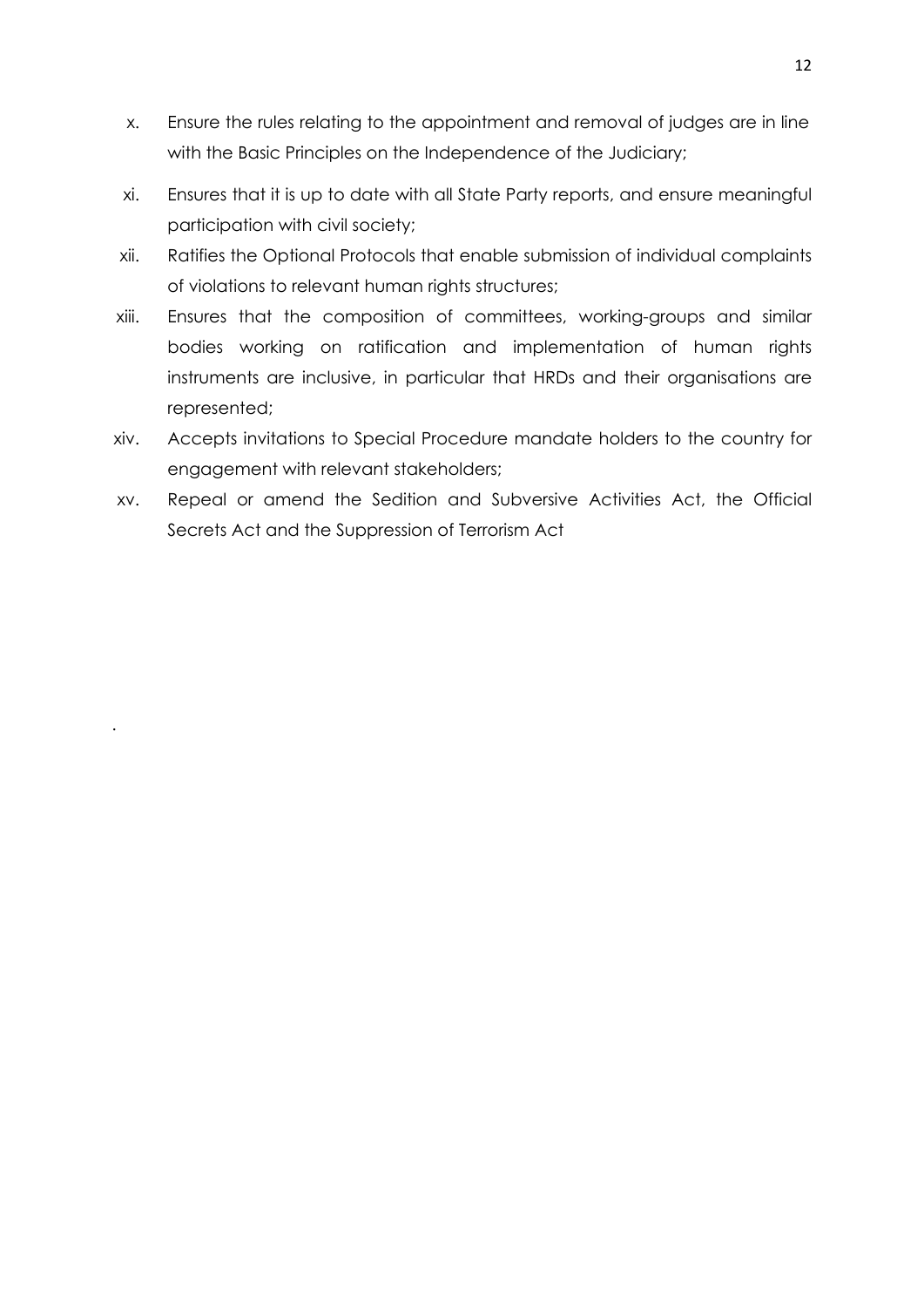x. Ensure the rules relating to the appointment and removal of judges are in line with the Basic Principles on the Independence of the Judiciary;

xi. Ensures that it is up to date with all State Party reports, and ensure meaningful participation with civil society;

xii. Ratifies the Optional Protocols that enable submission of individual complaints of violations to relevant human rights structures;

xiii. Ensures that the composition of committees, working-groups and similar bodies working on ratification and implementation of human rights instruments are inclusive, in particular that HRDs and their organisations are represented;

xiv. Accepts invitations to Special Procedure mandate holders to the country for engagement with relevant stakeholders;

xv. Repeal or amend the Sedition and Subversive Activities Act, the Official Secrets Act and the Suppression of Terrorism Act

.